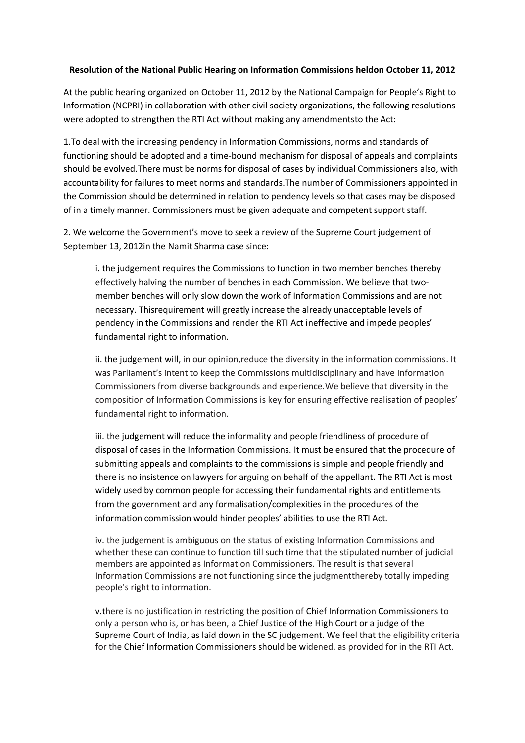**Resolution of the National Public Hearing on Information Commissions heldon October 11, 2012**

At the public hearing organized on October 11, 2012 by the National Campaign for People's Right to Information (NCPRI) in collaboration with other civil society organizations, the following resolutions were adopted to strengthen the RTI Act without making any amendmentsto the Act:

1.To deal with the increasing pendency in Information Commissions, norms and standards of functioning should be adopted and a time-bound mechanism for disposal of appeals and complaints should be evolved.There must be norms for disposal of cases by individual Commissioners also, with accountability for failures to meet norms and standards.The number of Commissioners appointed in the Commission should be determined in relation to pendency levels so that cases may be disposed of in a timely manner. Commissioners must be given adequate and competent support staff.

2. We welcome the Government's move to seek a review of the Supreme Court judgement of September 13, 2012in the Namit Sharma case since:

> i. the judgement requires the Commissions to function in two member benches thereby effectively halving the number of benches in each Commission. We believe that two-member benches will only slow down the work of Information Commissions and are not necessary. Thisrequirement will greatly increase the already unacceptable levels of pendency in the Commissions and render the RTI Act ineffective and impede peoples' fundamental right to information.
>
> ii. the judgement will, in our opinion,reduce the diversity in the information commissions. It was Parliament's intent to keep the Commissions multidisciplinary and have Information Commissioners from diverse backgrounds and experience.We believe that diversity in the composition of Information Commissions is key for ensuring effective realisation of peoples' fundamental right to information.
>
> iii. the judgement will reduce the informality and people friendliness of procedure of disposal of cases in the Information Commissions. It must be ensured that the procedure of submitting appeals and complaints to the commissions is simple and people friendly and there is no insistence on lawyers for arguing on behalf of the appellant. The RTI Act is most widely used by common people for accessing their fundamental rights and entitlements from the government and any formalisation/complexities in the procedures of the information commission would hinder peoples' abilities to use the RTI Act.
>
> iv. the judgement is ambiguous on the status of existing Information Commissions and whether these can continue to function till such time that the stipulated number of judicial members are appointed as Information Commissioners. The result is that several Information Commissions are not functioning since the judgmentthereby totally impeding people's right to information.
>
> v.there is no justification in restricting the position of Chief Information Commissioners to only a person who is, or has been, a Chief Justice of the High Court or a judge of the Supreme Court of India, as laid down in the SC judgement. We feel that the eligibility criteria for the Chief Information Commissioners should be widened, as provided for in the RTI Act.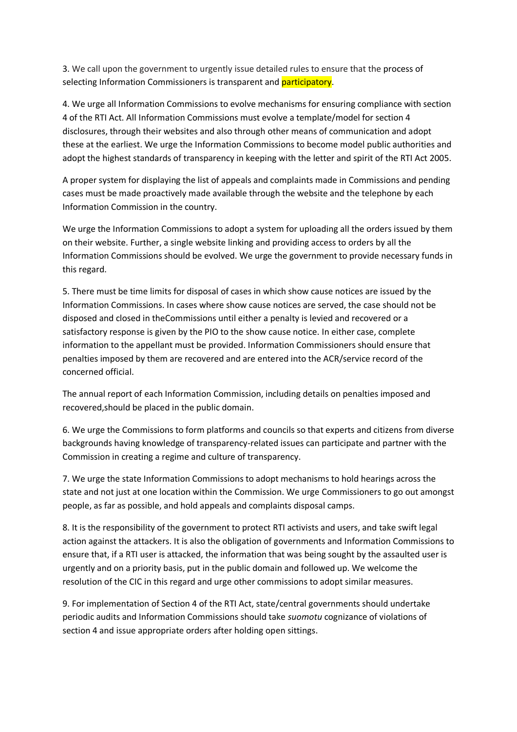3. We call upon the government to urgently issue detailed rules to ensure that the process of selecting Information Commissioners is transparent and participatory.

4. We urge all Information Commissions to evolve mechanisms for ensuring compliance with section 4 of the RTI Act. All Information Commissions must evolve a template/model for section 4 disclosures, through their websites and also through other means of communication and adopt these at the earliest. We urge the Information Commissions to become model public authorities and adopt the highest standards of transparency in keeping with the letter and spirit of the RTI Act 2005.

A proper system for displaying the list of appeals and complaints made in Commissions and pending cases must be made proactively made available through the website and the telephone by each Information Commission in the country.

We urge the Information Commissions to adopt a system for uploading all the orders issued by them on their website. Further, a single website linking and providing access to orders by all the Information Commissions should be evolved. We urge the government to provide necessary funds in this regard.

5. There must be time limits for disposal of cases in which show cause notices are issued by the Information Commissions. In cases where show cause notices are served, the case should not be disposed and closed in theCommissions until either a penalty is levied and recovered or a satisfactory response is given by the PIO to the show cause notice. In either case, complete information to the appellant must be provided. Information Commissioners should ensure that penalties imposed by them are recovered and are entered into the ACR/service record of the concerned official.

The annual report of each Information Commission, including details on penalties imposed and recovered,should be placed in the public domain.

6. We urge the Commissions to form platforms and councils so that experts and citizens from diverse backgrounds having knowledge of transparency-related issues can participate and partner with the Commission in creating a regime and culture of transparency.

7. We urge the state Information Commissions to adopt mechanisms to hold hearings across the state and not just at one location within the Commission. We urge Commissioners to go out amongst people, as far as possible, and hold appeals and complaints disposal camps.

8. It is the responsibility of the government to protect RTI activists and users, and take swift legal action against the attackers. It is also the obligation of governments and Information Commissions to ensure that, if a RTI user is attacked, the information that was being sought by the assaulted user is urgently and on a priority basis, put in the public domain and followed up. We welcome the resolution of the CIC in this regard and urge other commissions to adopt similar measures.

9. For implementation of Section 4 of the RTI Act, state/central governments should undertake periodic audits and Information Commissions should take *suomotu* cognizance of violations of section 4 and issue appropriate orders after holding open sittings.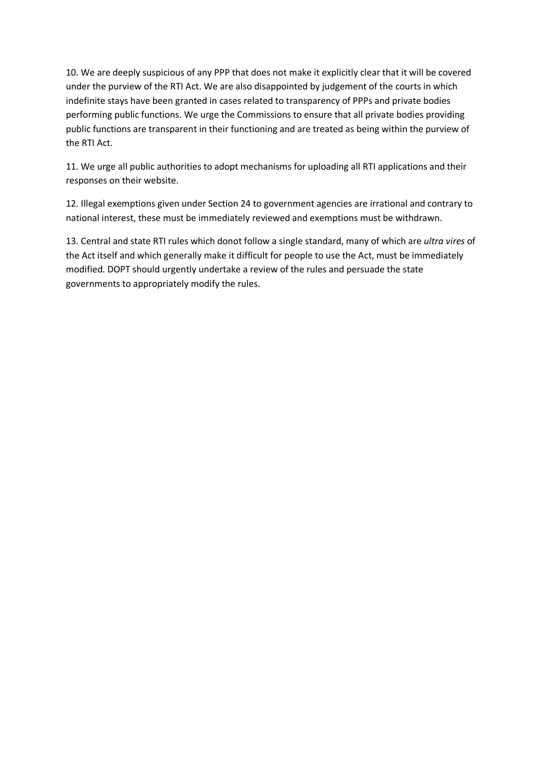10. We are deeply suspicious of any PPP that does not make it explicitly clear that it will be covered under the purview of the RTI Act. We are also disappointed by judgement of the courts in which indefinite stays have been granted in cases related to transparency of PPPs and private bodies performing public functions. We urge the Commissions to ensure that all private bodies providing public functions are transparent in their functioning and are treated as being within the purview of the RTI Act.

11. We urge all public authorities to adopt mechanisms for uploading all RTI applications and their responses on their website.

12. Illegal exemptions given under Section 24 to government agencies are irrational and contrary to national interest, these must be immediately reviewed and exemptions must be withdrawn.

13. Central and state RTI rules which donot follow a single standard, many of which are *ultra vires* of the Act itself and which generally make it difficult for people to use the Act, must be immediately modified. DOPT should urgently undertake a review of the rules and persuade the state governments to appropriately modify the rules.